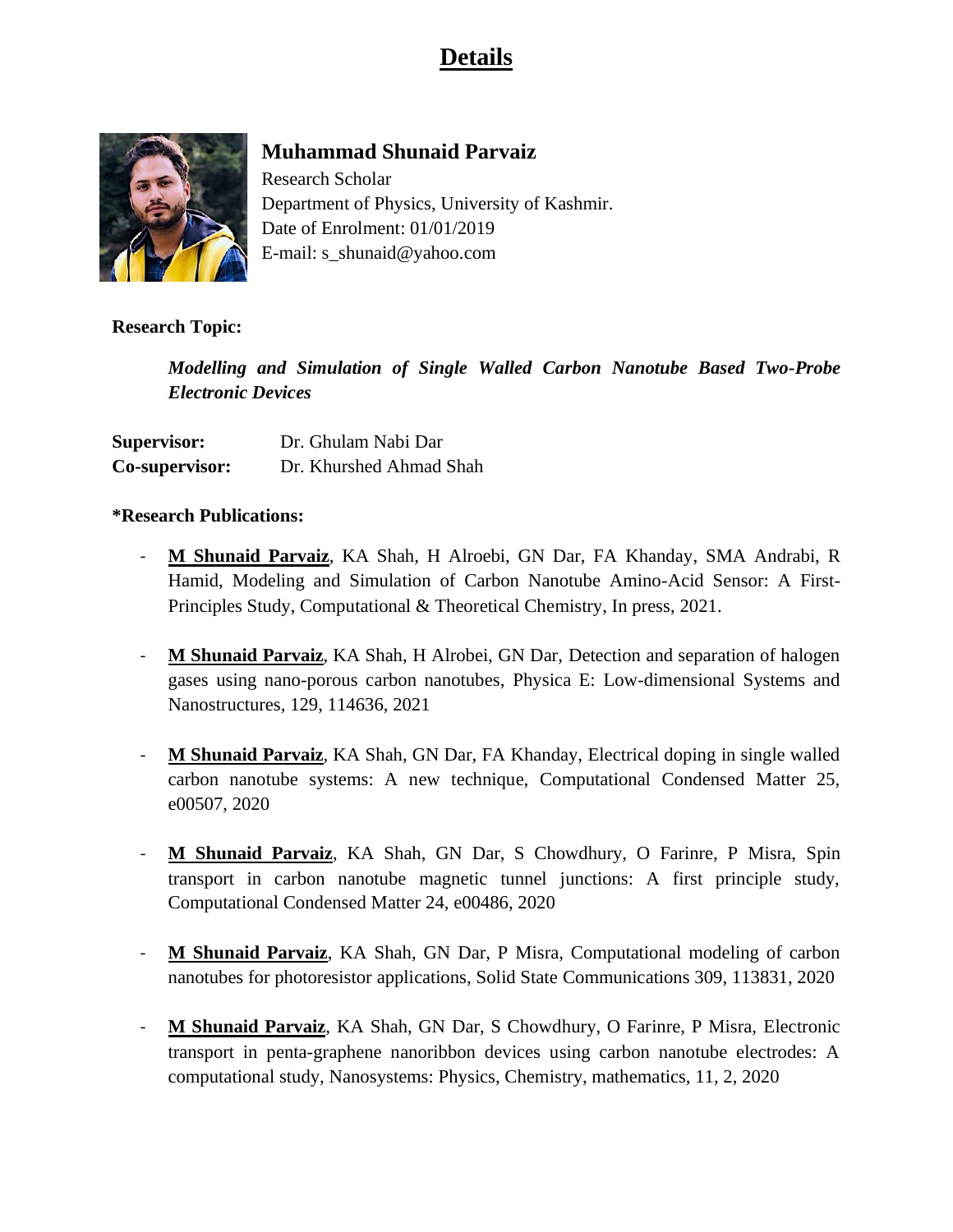# Details

## Muhammad Shunaid Parvaiz

Research Scholar
Department of Physics, University of Kashmir.
Date of Enrolment: 01/01/2019
E-mail: s_shunaid@yahoo.com

**Research Topic:**

***Modelling and Simulation of Single Walled Carbon Nanotube Based Two-Probe Electronic Devices***

| | |
|---|---|
| **Supervisor:** | Dr. Ghulam Nabi Dar |
| **Co-supervisor:** | Dr. Khurshed Ahmad Shah |

**\*Research Publications:**

- **M Shunaid Parvaiz**, KA Shah, H Alroebi, GN Dar, FA Khanday, SMA Andrabi, R Hamid, Modeling and Simulation of Carbon Nanotube Amino-Acid Sensor: A First-Principles Study, Computational & Theoretical Chemistry, In press, 2021.

- **M Shunaid Parvaiz**, KA Shah, H Alrobei, GN Dar, Detection and separation of halogen gases using nano-porous carbon nanotubes, Physica E: Low-dimensional Systems and Nanostructures, 129, 114636, 2021

- **M Shunaid Parvaiz**, KA Shah, GN Dar, FA Khanday, Electrical doping in single walled carbon nanotube systems: A new technique, Computational Condensed Matter 25, e00507, 2020

- **M Shunaid Parvaiz**, KA Shah, GN Dar, S Chowdhury, O Farinre, P Misra, Spin transport in carbon nanotube magnetic tunnel junctions: A first principle study, Computational Condensed Matter 24, e00486, 2020

- **M Shunaid Parvaiz**, KA Shah, GN Dar, P Misra, Computational modeling of carbon nanotubes for photoresistor applications, Solid State Communications 309, 113831, 2020

- **M Shunaid Parvaiz**, KA Shah, GN Dar, S Chowdhury, O Farinre, P Misra, Electronic transport in penta-graphene nanoribbon devices using carbon nanotube electrodes: A computational study, Nanosystems: Physics, Chemistry, mathematics, 11, 2, 2020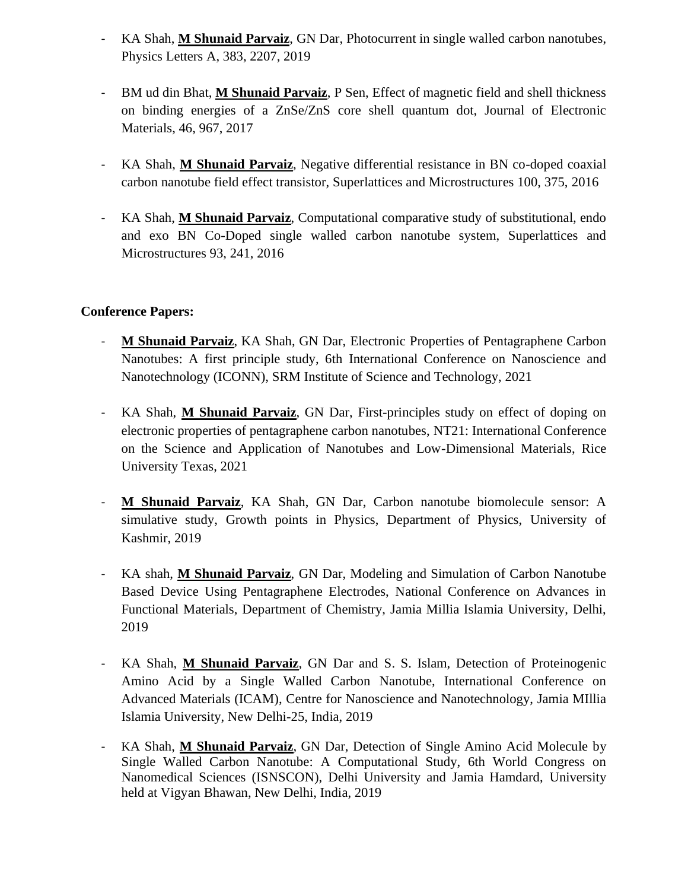- KA Shah, **M Shunaid Parvaiz**, GN Dar, Photocurrent in single walled carbon nanotubes, Physics Letters A, 383, 2207, 2019

- BM ud din Bhat, **M Shunaid Parvaiz**, P Sen, Effect of magnetic field and shell thickness on binding energies of a ZnSe/ZnS core shell quantum dot, Journal of Electronic Materials, 46, 967, 2017

- KA Shah, **M Shunaid Parvaiz**, Negative differential resistance in BN co-doped coaxial carbon nanotube field effect transistor, Superlattices and Microstructures 100, 375, 2016

- KA Shah, **M Shunaid Parvaiz**, Computational comparative study of substitutional, endo and exo BN Co-Doped single walled carbon nanotube system, Superlattices and Microstructures 93, 241, 2016

**Conference Papers:**

- **M Shunaid Parvaiz**, KA Shah, GN Dar, Electronic Properties of Pentagraphene Carbon Nanotubes: A first principle study, 6th International Conference on Nanoscience and Nanotechnology (ICONN), SRM Institute of Science and Technology, 2021

- KA Shah, **M Shunaid Parvaiz**, GN Dar, First-principles study on effect of doping on electronic properties of pentagraphene carbon nanotubes, NT21: International Conference on the Science and Application of Nanotubes and Low-Dimensional Materials, Rice University Texas, 2021

- **M Shunaid Parvaiz**, KA Shah, GN Dar, Carbon nanotube biomolecule sensor: A simulative study, Growth points in Physics, Department of Physics, University of Kashmir, 2019

- KA shah, **M Shunaid Parvaiz**, GN Dar, Modeling and Simulation of Carbon Nanotube Based Device Using Pentagraphene Electrodes, National Conference on Advances in Functional Materials, Department of Chemistry, Jamia Millia Islamia University, Delhi, 2019

- KA Shah, **M Shunaid Parvaiz**, GN Dar and S. S. Islam, Detection of Proteinogenic Amino Acid by a Single Walled Carbon Nanotube, International Conference on Advanced Materials (ICAM), Centre for Nanoscience and Nanotechnology, Jamia MIllia Islamia University, New Delhi-25, India, 2019

- KA Shah, **M Shunaid Parvaiz**, GN Dar, Detection of Single Amino Acid Molecule by Single Walled Carbon Nanotube: A Computational Study, 6th World Congress on Nanomedical Sciences (ISNSCON), Delhi University and Jamia Hamdard, University held at Vigyan Bhawan, New Delhi, India, 2019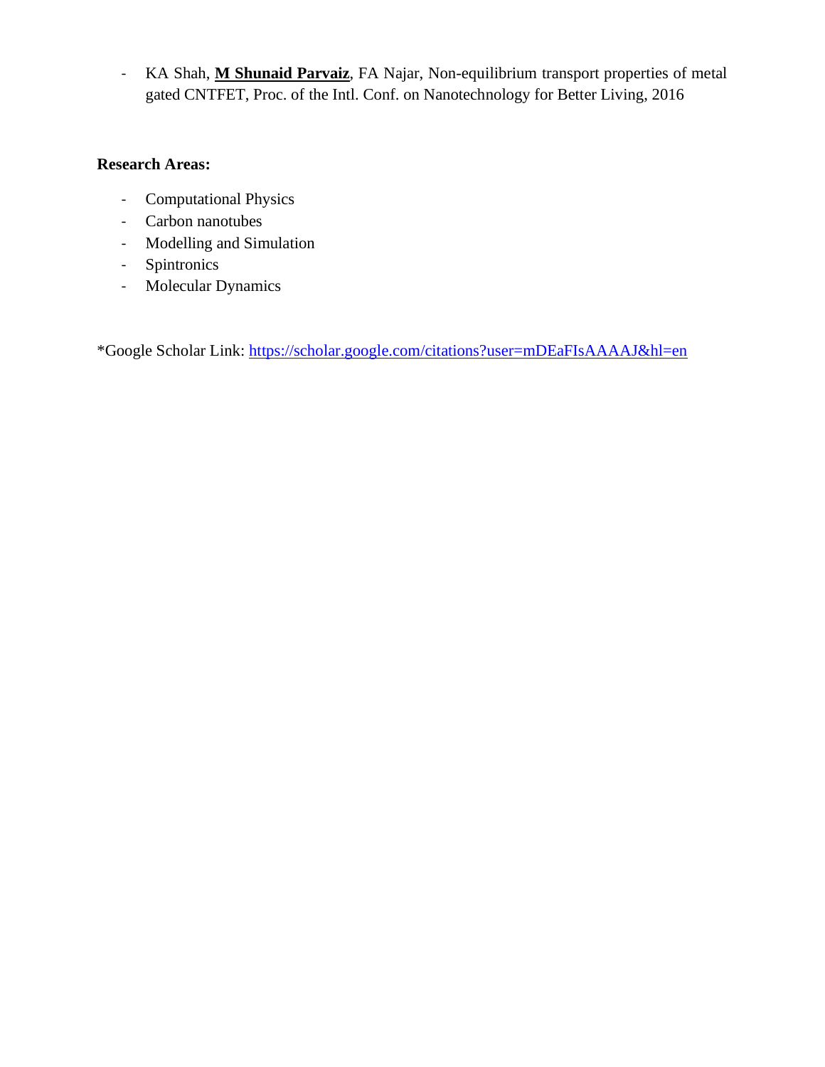- KA Shah, **M Shunaid Parvaiz**, FA Najar, Non-equilibrium transport properties of metal gated CNTFET, Proc. of the Intl. Conf. on Nanotechnology for Better Living, 2016

**Research Areas:**

- Computational Physics
- Carbon nanotubes
- Modelling and Simulation
- Spintronics
- Molecular Dynamics

*Google Scholar Link: [https://scholar.google.com/citations?user=mDEaFIsAAAAJ&hl=en](https://scholar.google.com/citations?user=mDEaFIsAAAAJ&hl=en)